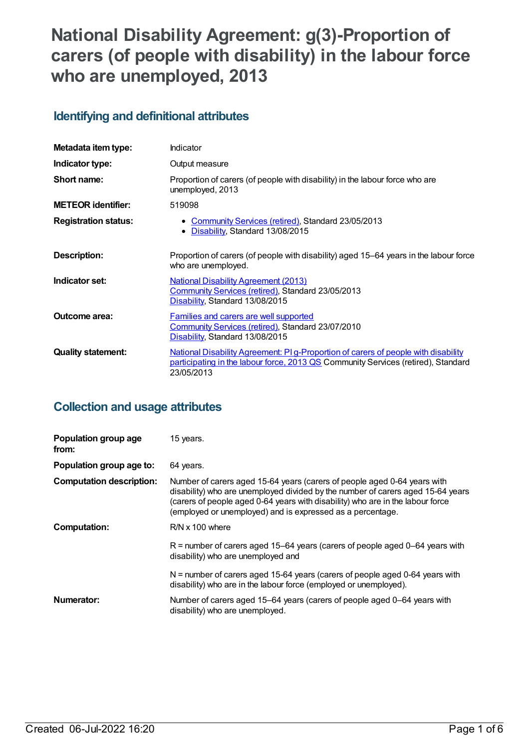# National Disability Agreement: g(3)-Proportion of carers (of people with disability) in the labour force who are unemployed, 2013

## Identifying and definitional attributes

| | |
|---|---|
| **Metadata item type:** | Indicator |
| **Indicator type:** | Output measure |
| **Short name:** | Proportion of carers (of people with disability) in the labour force who are unemployed, 2013 |
| **METEOR identifier:** | 519098 |
| **Registration status:** | • Community Services (retired), Standard 23/05/2013<br>• Disability, Standard 13/08/2015 |
| **Description:** | Proportion of carers (of people with disability) aged 15–64 years in the labour force who are unemployed. |
| **Indicator set:** | National Disability Agreement (2013)<br>Community Services (retired), Standard 23/05/2013<br>Disability, Standard 13/08/2015 |
| **Outcome area:** | Families and carers are well supported<br>Community Services (retired), Standard 23/07/2010<br>Disability, Standard 13/08/2015 |
| **Quality statement:** | National Disability Agreement: PI g-Proportion of carers of people with disability participating in the labour force, 2013 QS Community Services (retired), Standard 23/05/2013 |

## Collection and usage attributes

| | |
|---|---|
| **Population group age from:** | 15 years. |
| **Population group age to:** | 64 years. |
| **Computation description:** | Number of carers aged 15-64 years (carers of people aged 0-64 years with disability) who are unemployed divided by the number of carers aged 15-64 years (carers of people aged 0-64 years with disability) who are in the labour force (employed or unemployed) and is expressed as a percentage. |
| **Computation:** | R/N x 100 where<br><br>R = number of carers aged 15–64 years (carers of people aged 0–64 years with disability) who are unemployed and<br><br>N = number of carers aged 15-64 years (carers of people aged 0-64 years with disability) who are in the labour force (employed or unemployed). |
| **Numerator:** | Number of carers aged 15–64 years (carers of people aged 0–64 years with disability) who are unemployed. |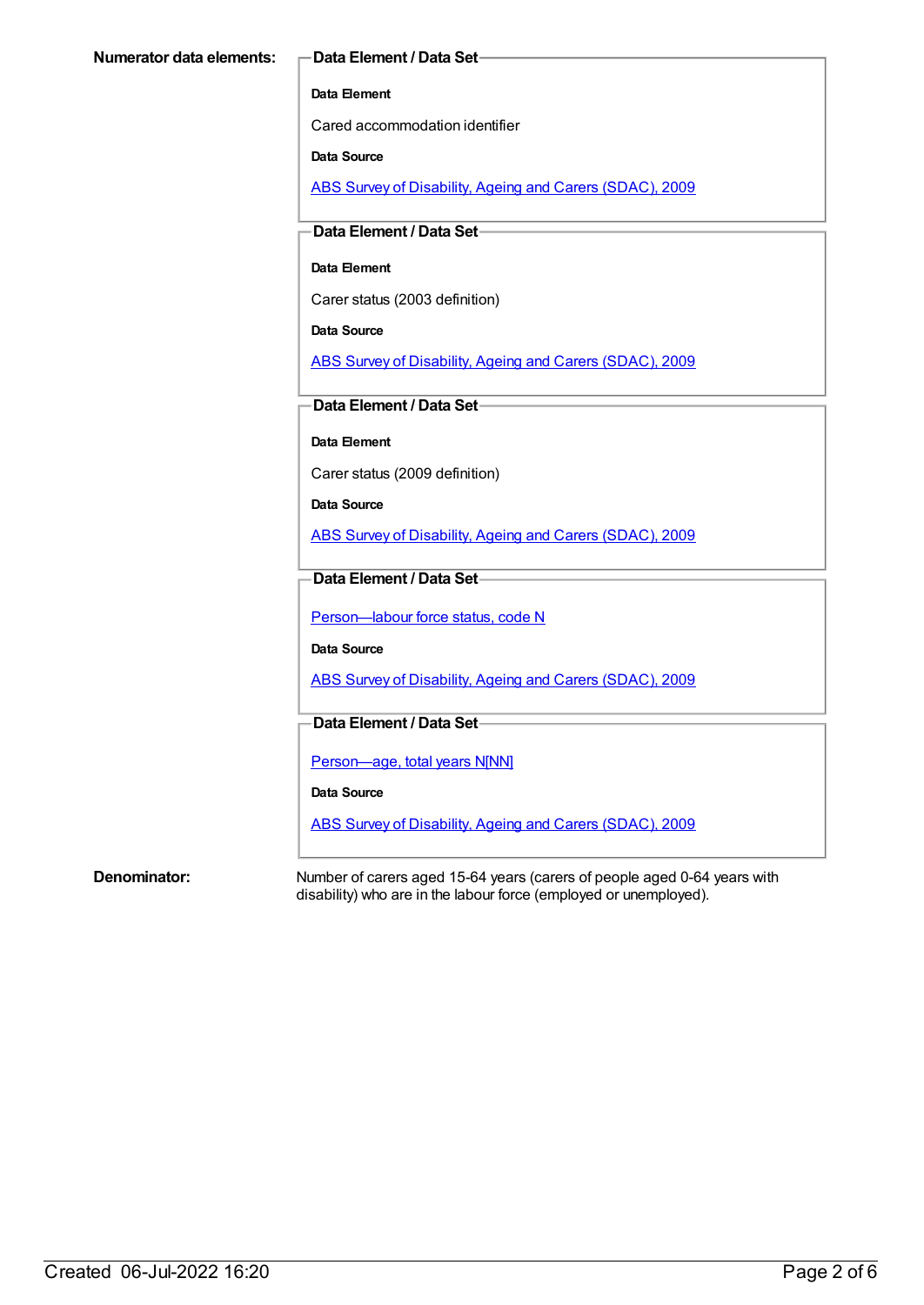**Numerator data elements:**

**Data Element / Data Set**

**Data Element**

Cared accommodation identifier

**Data Source**

ABS Survey of Disability, Ageing and Carers (SDAC), 2009

**Data Element / Data Set**

**Data Element**

Carer status (2003 definition)

**Data Source**

ABS Survey of Disability, Ageing and Carers (SDAC), 2009

**Data Element / Data Set**

**Data Element**

Carer status (2009 definition)

**Data Source**

ABS Survey of Disability, Ageing and Carers (SDAC), 2009

**Data Element / Data Set**

Person—labour force status, code N

**Data Source**

ABS Survey of Disability, Ageing and Carers (SDAC), 2009

**Data Element / Data Set**

Person—age, total years N[NN]

**Data Source**

ABS Survey of Disability, Ageing and Carers (SDAC), 2009

**Denominator:**

Number of carers aged 15-64 years (carers of people aged 0-64 years with disability) who are in the labour force (employed or unemployed).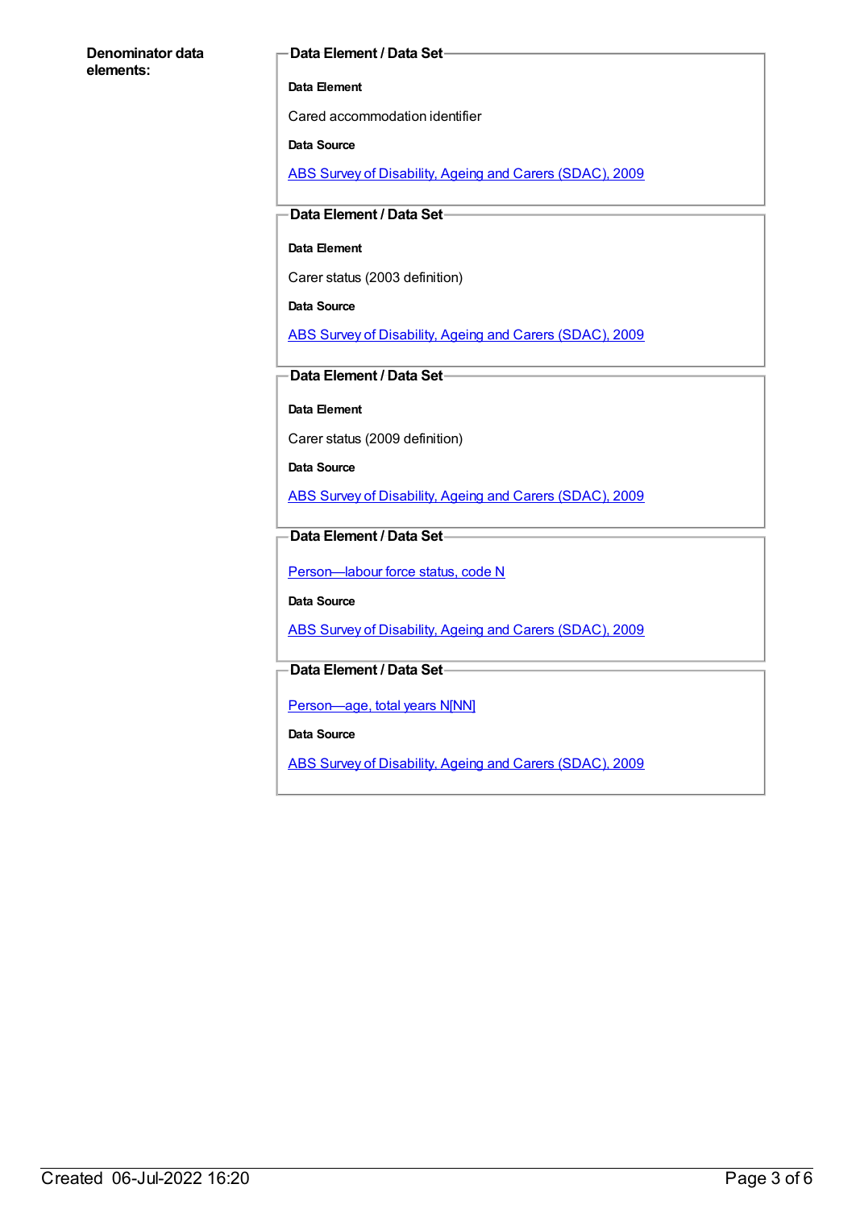**Denominator data elements:**

**Data Element / Data Set**

**Data Element**

Cared accommodation identifier

**Data Source**

ABS Survey of Disability, Ageing and Carers (SDAC), 2009

**Data Element / Data Set**

**Data Element**

Carer status (2003 definition)

**Data Source**

ABS Survey of Disability, Ageing and Carers (SDAC), 2009

**Data Element / Data Set**

**Data Element**

Carer status (2009 definition)

**Data Source**

ABS Survey of Disability, Ageing and Carers (SDAC), 2009

**Data Element / Data Set**

Person—labour force status, code N

**Data Source**

ABS Survey of Disability, Ageing and Carers (SDAC), 2009

**Data Element / Data Set**

Person—age, total years N[NN]

**Data Source**

ABS Survey of Disability, Ageing and Carers (SDAC), 2009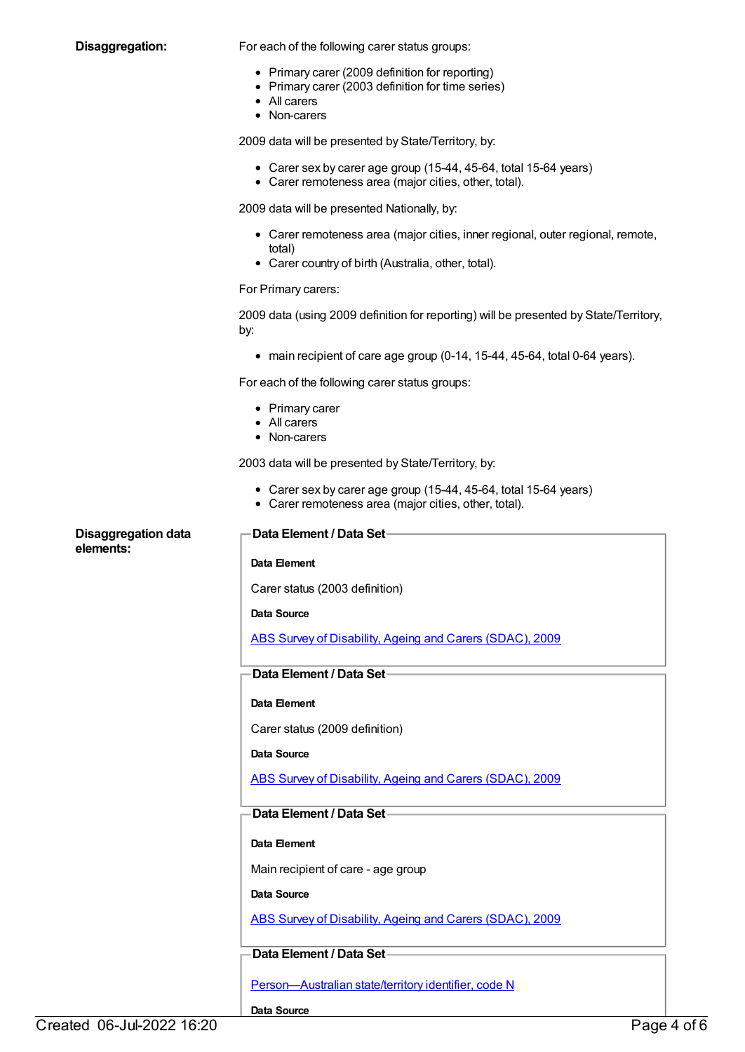**Disaggregation:**

For each of the following carer status groups:

- Primary carer (2009 definition for reporting)
- Primary carer (2003 definition for time series)
- All carers
- Non-carers

2009 data will be presented by State/Territory, by:

- Carer sex by carer age group (15-44, 45-64, total 15-64 years)
- Carer remoteness area (major cities, other, total).

2009 data will be presented Nationally, by:

- Carer remoteness area (major cities, inner regional, outer regional, remote, total)
- Carer country of birth (Australia, other, total).

For Primary carers:

2009 data (using 2009 definition for reporting) will be presented by State/Territory, by:

- main recipient of care age group (0-14, 15-44, 45-64, total 0-64 years).

For each of the following carer status groups:

- Primary carer
- All carers
- Non-carers

2003 data will be presented by State/Territory, by:

- Carer sex by carer age group (15-44, 45-64, total 15-64 years)
- Carer remoteness area (major cities, other, total).

**Disaggregation data elements:**

**Data Element / Data Set**

**Data Element**

Carer status (2003 definition)

**Data Source**

[ABS Survey of Disability, Ageing and Carers (SDAC), 2009]

**Data Element / Data Set**

**Data Element**

Carer status (2009 definition)

**Data Source**

[ABS Survey of Disability, Ageing and Carers (SDAC), 2009]

**Data Element / Data Set**

**Data Element**

Main recipient of care - age group

**Data Source**

[ABS Survey of Disability, Ageing and Carers (SDAC), 2009]

**Data Element / Data Set**

[Person—Australian state/territory identifier, code N]

**Data Source**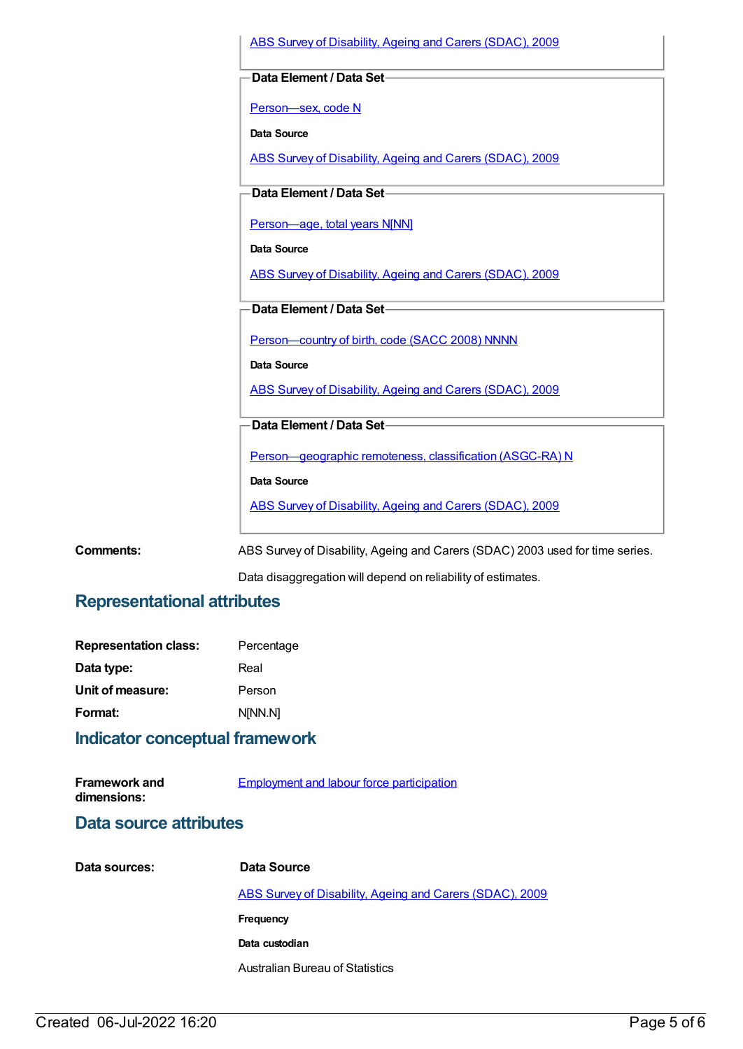[ABS Survey of Disability, Ageing and Carers (SDAC), 2009]

**Data Element / Data Set**

[Person—sex, code N]

**Data Source**

[ABS Survey of Disability, Ageing and Carers (SDAC), 2009]

**Data Element / Data Set**

[Person—age, total years N[NN]]

**Data Source**

[ABS Survey of Disability, Ageing and Carers (SDAC), 2009]

**Data Element / Data Set**

[Person—country of birth, code (SACC 2008) NNNN]

**Data Source**

[ABS Survey of Disability, Ageing and Carers (SDAC), 2009]

**Data Element / Data Set**

[Person—geographic remoteness, classification (ASGC-RA) N]

**Data Source**

[ABS Survey of Disability, Ageing and Carers (SDAC), 2009]

**Comments:** ABS Survey of Disability, Ageing and Carers (SDAC) 2003 used for time series.

Data disaggregation will depend on reliability of estimates.

## Representational attributes

| | |
|---|---|
| **Representation class:** | Percentage |
| **Data type:** | Real |
| **Unit of measure:** | Person |
| **Format:** | N[NN.N] |

## Indicator conceptual framework

**Framework and dimensions:** [Employment and labour force participation]

## Data source attributes

**Data sources:**

**Data Source**

[ABS Survey of Disability, Ageing and Carers (SDAC), 2009]

**Frequency**

**Data custodian**

Australian Bureau of Statistics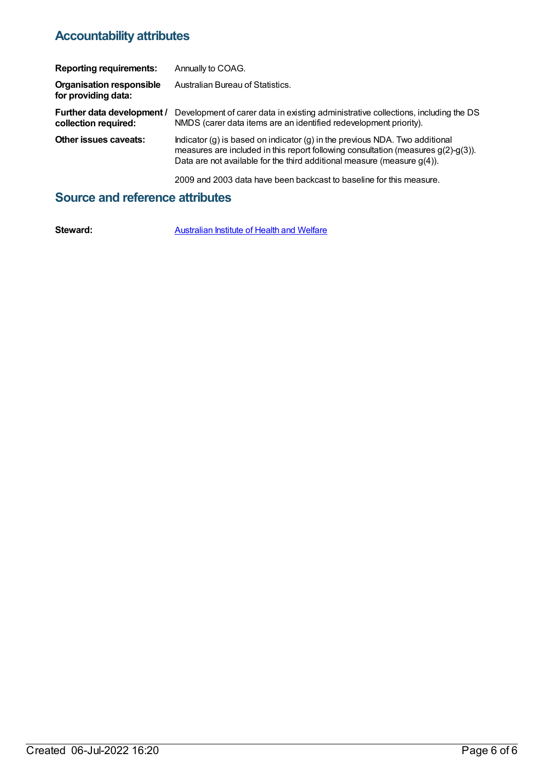## Accountability attributes

**Reporting requirements:** Annually to COAG.

**Organisation responsible for providing data:** Australian Bureau of Statistics.

**Further data development / collection required:** Development of carer data in existing administrative collections, including the DS NMDS (carer data items are an identified redevelopment priority).

**Other issues caveats:** Indicator (g) is based on indicator (g) in the previous NDA. Two additional measures are included in this report following consultation (measures g(2)-g(3)). Data are not available for the third additional measure (measure g(4)).

2009 and 2003 data have been backcast to baseline for this measure.

## Source and reference attributes

**Steward:** Australian Institute of Health and Welfare